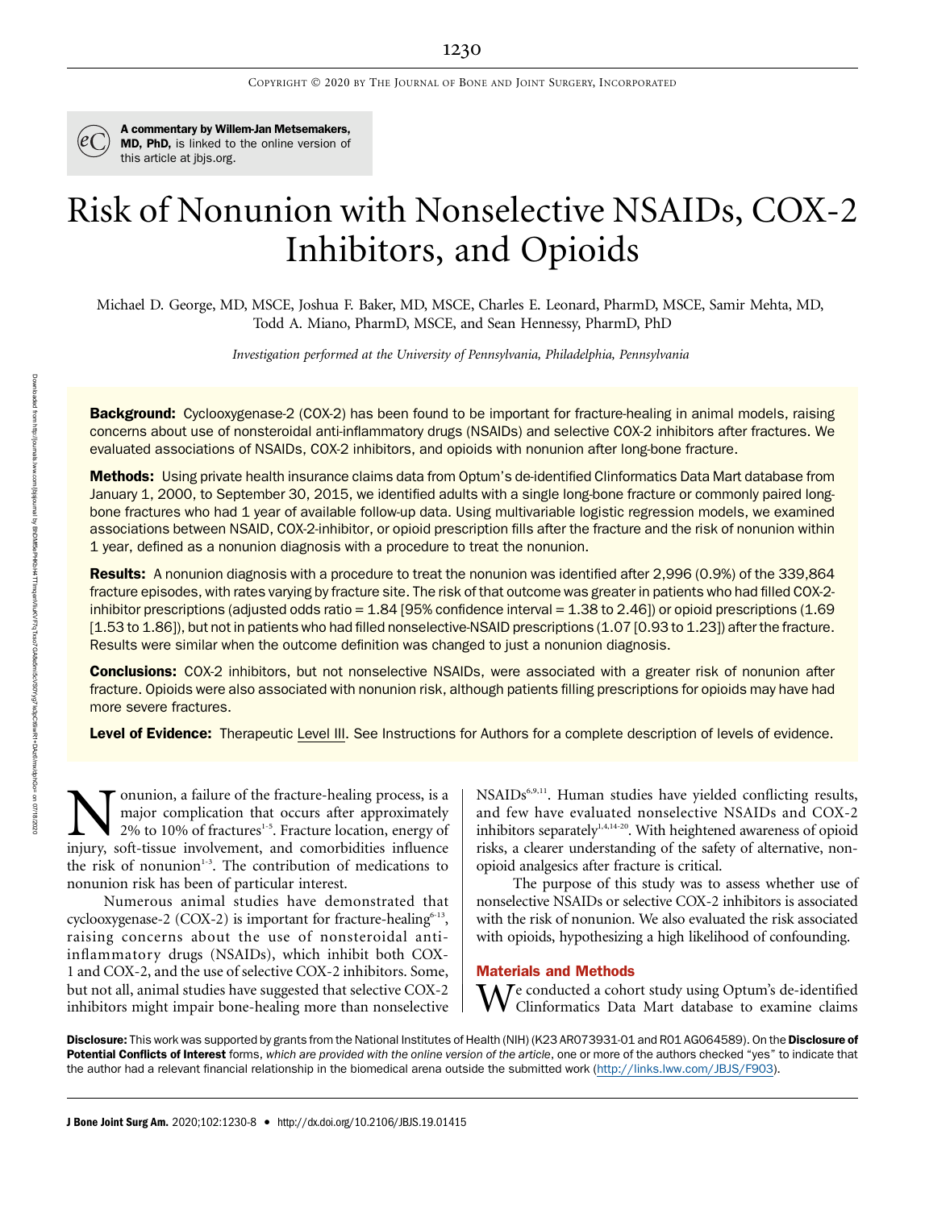A commentary by Willem-Jan Metsemakers, MD, PhD, is linked to the online version of this article at jbjs.org.

# Risk of Nonunion with Nonselective NSAIDs, COX-2 Inhibitors, and Opioids

Michael D. George, MD, MSCE, Joshua F. Baker, MD, MSCE, Charles E. Leonard, PharmD, MSCE, Samir Mehta, MD, Todd A. Miano, PharmD, MSCE, and Sean Hennessy, PharmD, PhD

*Investigation performed at the University of Pennsylvania, Philadelphia, Pennsylvania*

**Background:** Cyclooxygenase-2 (COX-2) has been found to be important for fracture-healing in animal models, raising concerns about use of nonsteroidal anti-inflammatory drugs (NSAIDs) and selective COX-2 inhibitors after fractures. We evaluated associations of NSAIDs, COX-2 inhibitors, and opioids with nonunion after long-bone fracture.

**Methods:** Using private health insurance claims data from Optum's de-identified Clinformatics Data Mart database from January 1, 2000, to September 30, 2015, we identified adults with a single long-bone fracture or commonly paired long-bone fractures who had 1 year of available follow-up data. Using multivariable logistic regression models, we examined associations between NSAID, COX-2-inhibitor, or opioid prescription fills after the fracture and the risk of nonunion within 1 year, defined as a nonunion diagnosis with a procedure to treat the nonunion.

**Results:** A nonunion diagnosis with a procedure to treat the nonunion was identified after 2,996 (0.9%) of the 339,864 fracture episodes, with rates varying by fracture site. The risk of that outcome was greater in patients who had filled COX-2-inhibitor prescriptions (adjusted odds ratio = 1.84 [95% confidence interval = 1.38 to 2.46]) or opioid prescriptions (1.69 [1.53 to 1.86]), but not in patients who had filled nonselective-NSAID prescriptions (1.07 [0.93 to 1.23]) after the fracture. Results were similar when the outcome definition was changed to just a nonunion diagnosis.

**Conclusions:** COX-2 inhibitors, but not nonselective NSAIDs, were associated with a greater risk of nonunion after fracture. Opioids were also associated with nonunion risk, although patients filling prescriptions for opioids may have had more severe fractures.

**Level of Evidence:** Therapeutic Level III. See Instructions for Authors for a complete description of levels of evidence.

Nonunion, a failure of the fracture-healing process, is a major complication that occurs after approximately 2% to 10% of fractures[1-5]. Fracture location, energy of injury, soft-tissue involvement, and comorbidities influence the risk of nonunion[1-3]. The contribution of medications to nonunion risk has been of particular interest.

Numerous animal studies have demonstrated that cyclooxygenase-2 (COX-2) is important for fracture-healing[6-13], raising concerns about the use of nonsteroidal anti-inflammatory drugs (NSAIDs), which inhibit both COX-1 and COX-2, and the use of selective COX-2 inhibitors. Some, but not all, animal studies have suggested that selective COX-2 inhibitors might impair bone-healing more than nonselective NSAIDs[6,9,11]. Human studies have yielded conflicting results, and few have evaluated nonselective NSAIDs and COX-2 inhibitors separately[1,4,14-20]. With heightened awareness of opioid risks, a clearer understanding of the safety of alternative, non-opioid analgesics after fracture is critical.

The purpose of this study was to assess whether use of nonselective NSAIDs or selective COX-2 inhibitors is associated with the risk of nonunion. We also evaluated the risk associated with opioids, hypothesizing a high likelihood of confounding.

## Materials and Methods

We conducted a cohort study using Optum's de-identified Clinformatics Data Mart database to examine claims

**Disclosure:** This work was supported by grants from the National Institutes of Health (NIH) (K23 AR073931-01 and R01 AG064589). On the **Disclosure of Potential Conflicts of Interest** forms, *which are provided with the online version of the article*, one or more of the authors checked "yes" to indicate that the author had a relevant financial relationship in the biomedical arena outside the submitted work (http://links.lww.com/JBJS/F903).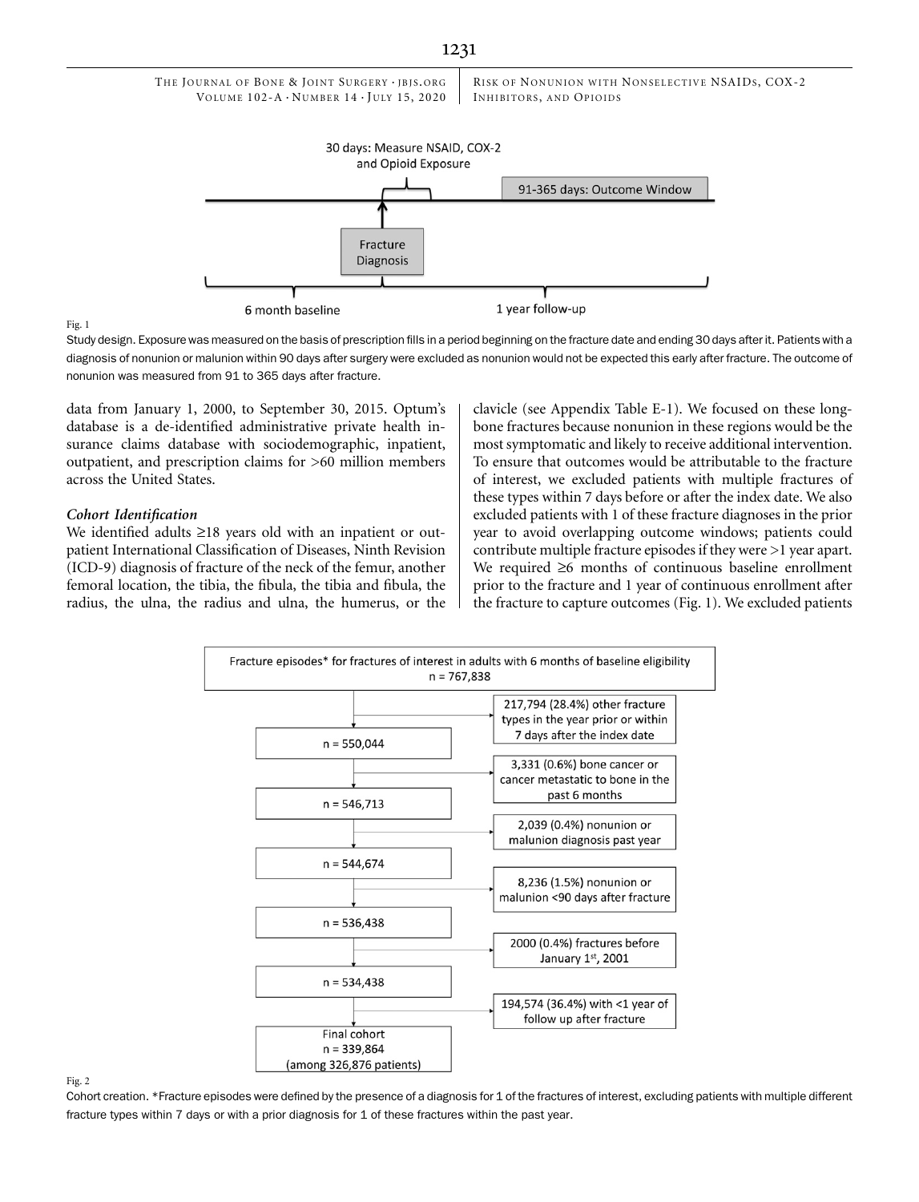30 days: Measure NSAID, COX-2 and Opioid Exposure

91-365 days: Outcome Window

Fracture Diagnosis

6 month baseline

1 year follow-up

Fig. 1

Study design. Exposure was measured on the basis of prescription fills in a period beginning on the fracture date and ending 30 days after it. Patients with a diagnosis of nonunion or malunion within 90 days after surgery were excluded as nonunion would not be expected this early after fracture. The outcome of nonunion was measured from 91 to 365 days after fracture.

data from January 1, 2000, to September 30, 2015. Optum's database is a de-identified administrative private health insurance claims database with sociodemographic, inpatient, outpatient, and prescription claims for >60 million members across the United States.

### *Cohort Identification*

We identified adults ≥18 years old with an inpatient or outpatient International Classification of Diseases, Ninth Revision (ICD-9) diagnosis of fracture of the neck of the femur, another femoral location, the tibia, the fibula, the tibia and fibula, the radius, the ulna, the radius and ulna, the humerus, or the clavicle (see Appendix Table E-1). We focused on these long-bone fractures because nonunion in these regions would be the most symptomatic and likely to receive additional intervention. To ensure that outcomes would be attributable to the fracture of interest, we excluded patients with multiple fractures of these types within 7 days before or after the index date. We also excluded patients with 1 of these fracture diagnoses in the prior year to avoid overlapping outcome windows; patients could contribute multiple fracture episodes if they were >1 year apart. We required ≥6 months of continuous baseline enrollment prior to the fracture and 1 year of continuous enrollment after the fracture to capture outcomes (Fig. 1). We excluded patients

Fracture episodes* for fractures of interest in adults with 6 months of baseline eligibility
n = 767,838

- → 217,794 (28.4%) other fracture types in the year prior or within 7 days after the index date
- n = 550,044
- → 3,331 (0.6%) bone cancer or cancer metastatic to bone in the past 6 months
- n = 546,713
- → 2,039 (0.4%) nonunion or malunion diagnosis past year
- n = 544,674
- → 8,236 (1.5%) nonunion or malunion <90 days after fracture
- n = 536,438
- → 2000 (0.4%) fractures before January 1st, 2001
- n = 534,438
- → 194,574 (36.4%) with <1 year of follow up after fracture

Final cohort
n = 339,864
(among 326,876 patients)

Fig. 2

Cohort creation. *Fracture episodes were defined by the presence of a diagnosis for 1 of the fractures of interest, excluding patients with multiple different fracture types within 7 days or with a prior diagnosis for 1 of these fractures within the past year.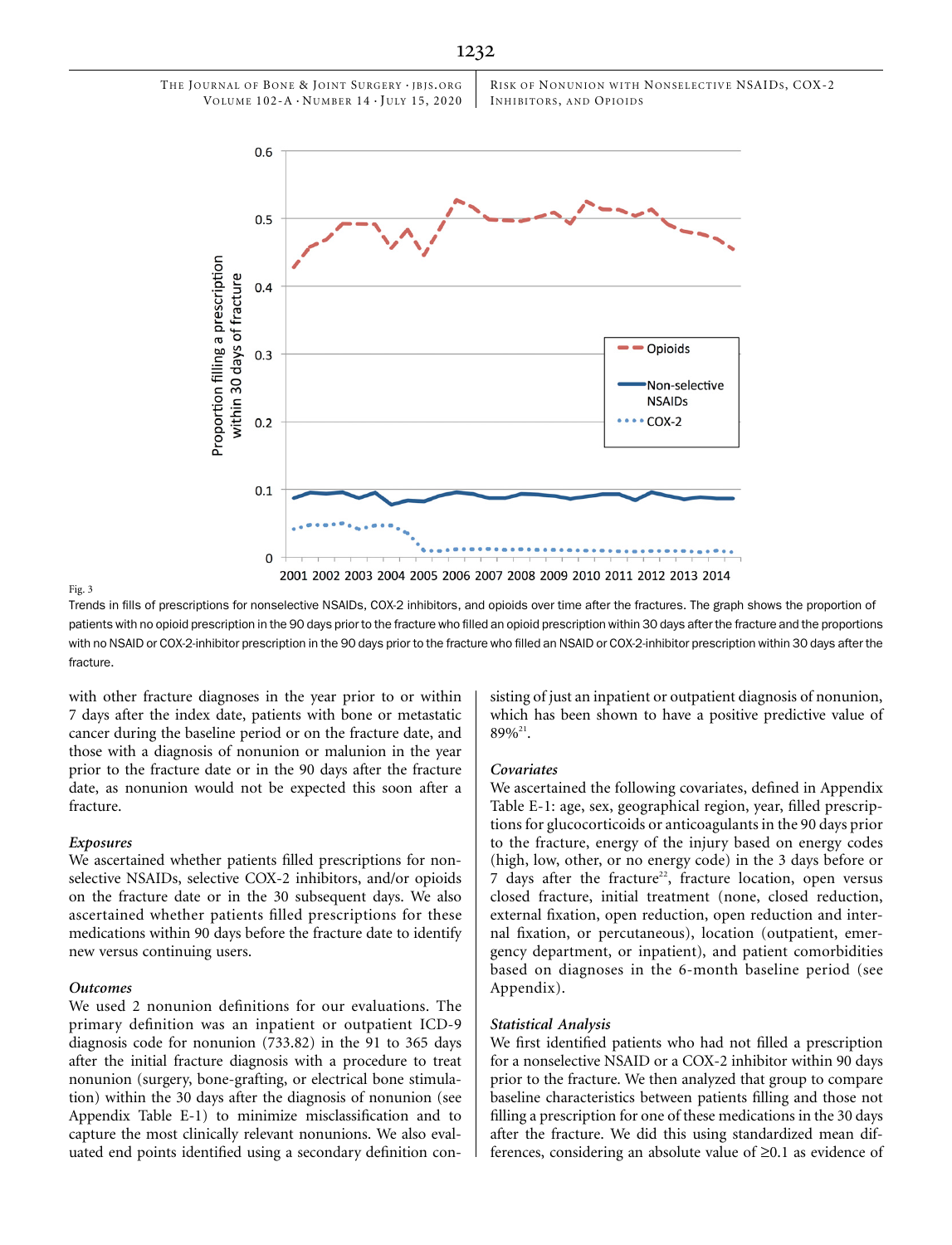Fig. 3

Trends in fills of prescriptions for nonselective NSAIDs, COX-2 inhibitors, and opioids over time after the fractures. The graph shows the proportion of patients with no opioid prescription in the 90 days prior to the fracture who filled an opioid prescription within 30 days after the fracture and the proportions with no NSAID or COX-2-inhibitor prescription in the 90 days prior to the fracture who filled an NSAID or COX-2-inhibitor prescription within 30 days after the fracture.

with other fracture diagnoses in the year prior to or within 7 days after the index date, patients with bone or metastatic cancer during the baseline period or on the fracture date, and those with a diagnosis of nonunion or malunion in the year prior to the fracture date or in the 90 days after the fracture date, as nonunion would not be expected this soon after a fracture.

### *Exposures*

We ascertained whether patients filled prescriptions for nonselective NSAIDs, selective COX-2 inhibitors, and/or opioids on the fracture date or in the 30 subsequent days. We also ascertained whether patients filled prescriptions for these medications within 90 days before the fracture date to identify new versus continuing users.

### *Outcomes*

We used 2 nonunion definitions for our evaluations. The primary definition was an inpatient or outpatient ICD-9 diagnosis code for nonunion (733.82) in the 91 to 365 days after the initial fracture diagnosis with a procedure to treat nonunion (surgery, bone-grafting, or electrical bone stimulation) within the 30 days after the diagnosis of nonunion (see Appendix Table E-1) to minimize misclassification and to capture the most clinically relevant nonunions. We also evaluated end points identified using a secondary definition consisting of just an inpatient or outpatient diagnosis of nonunion, which has been shown to have a positive predictive value of 89%[21].

### *Covariates*

We ascertained the following covariates, defined in Appendix Table E-1: age, sex, geographical region, year, filled prescriptions for glucocorticoids or anticoagulants in the 90 days prior to the fracture, energy of the injury based on energy codes (high, low, other, or no energy code) in the 3 days before or 7 days after the fracture[22], fracture location, open versus closed fracture, initial treatment (none, closed reduction, external fixation, open reduction, open reduction and internal fixation, or percutaneous), location (outpatient, emergency department, or inpatient), and patient comorbidities based on diagnoses in the 6-month baseline period (see Appendix).

### *Statistical Analysis*

We first identified patients who had not filled a prescription for a nonselective NSAID or a COX-2 inhibitor within 90 days prior to the fracture. We then analyzed that group to compare baseline characteristics between patients filling and those not filling a prescription for one of these medications in the 30 days after the fracture. We did this using standardized mean differences, considering an absolute value of ≥0.1 as evidence of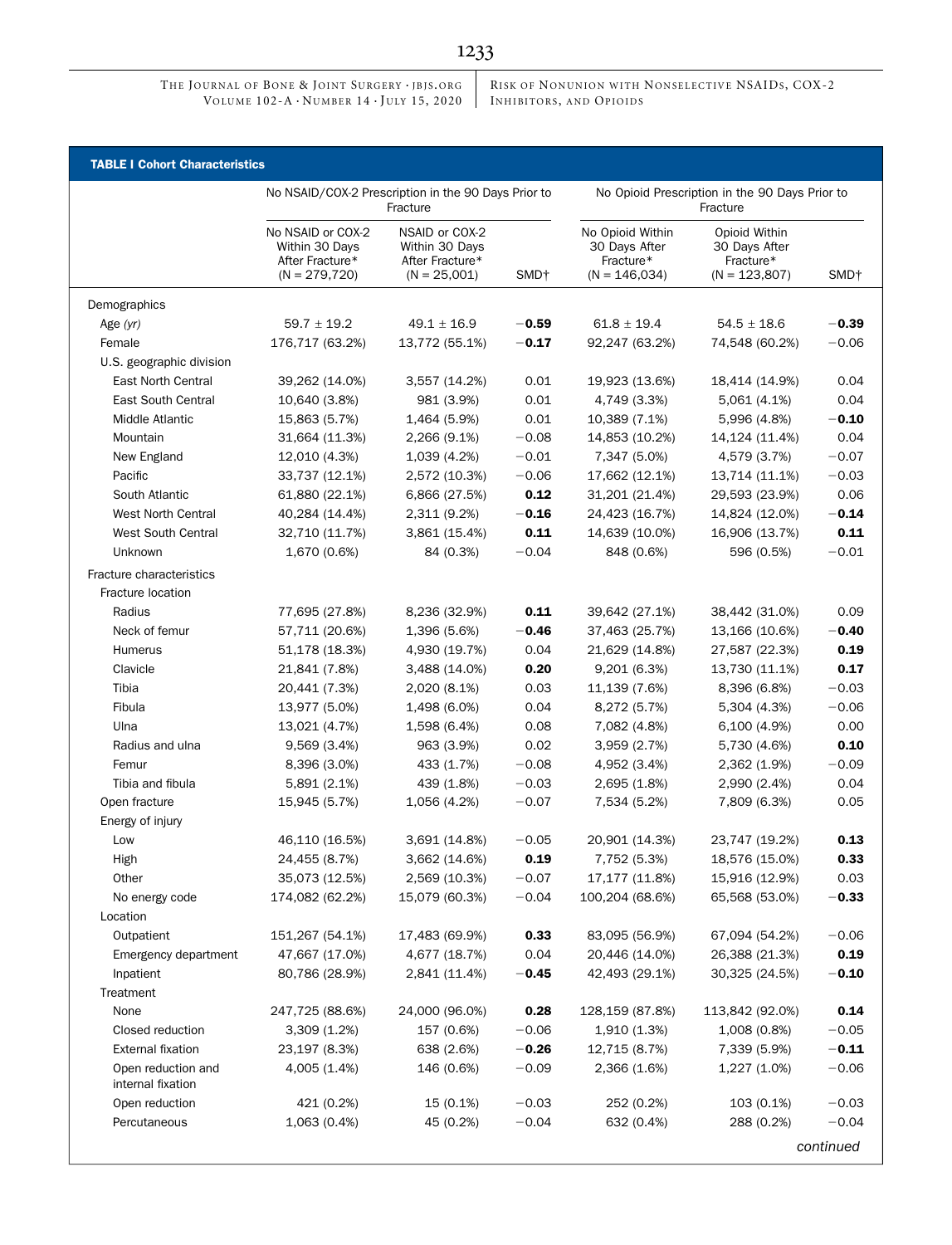**TABLE I Cohort Characteristics**

| | No NSAID/COX-2 Prescription in the 90 Days Prior to Fracture | | | No Opioid Prescription in the 90 Days Prior to Fracture | | |
|---|---|---|---|---|---|---|
| | No NSAID or COX-2 Within 30 Days After Fracture* (N = 279,720) | NSAID or COX-2 Within 30 Days After Fracture* (N = 25,001) | SMD† | No Opioid Within 30 Days After Fracture* (N = 146,034) | Opioid Within 30 Days After Fracture* (N = 123,807) | SMD† |
| Demographics | | | | | | |
| Age *(yr)* | 59.7 ± 19.2 | 49.1 ± 16.9 | **−0.59** | 61.8 ± 19.4 | 54.5 ± 18.6 | **−0.39** |
| Female | 176,717 (63.2%) | 13,772 (55.1%) | **−0.17** | 92,247 (63.2%) | 74,548 (60.2%) | −0.06 |
| U.S. geographic division | | | | | | |
| East North Central | 39,262 (14.0%) | 3,557 (14.2%) | 0.01 | 19,923 (13.6%) | 18,414 (14.9%) | 0.04 |
| East South Central | 10,640 (3.8%) | 981 (3.9%) | 0.01 | 4,749 (3.3%) | 5,061 (4.1%) | 0.04 |
| Middle Atlantic | 15,863 (5.7%) | 1,464 (5.9%) | 0.01 | 10,389 (7.1%) | 5,996 (4.8%) | **−0.10** |
| Mountain | 31,664 (11.3%) | 2,266 (9.1%) | −0.08 | 14,853 (10.2%) | 14,124 (11.4%) | 0.04 |
| New England | 12,010 (4.3%) | 1,039 (4.2%) | −0.01 | 7,347 (5.0%) | 4,579 (3.7%) | −0.07 |
| Pacific | 33,737 (12.1%) | 2,572 (10.3%) | −0.06 | 17,662 (12.1%) | 13,714 (11.1%) | −0.03 |
| South Atlantic | 61,880 (22.1%) | 6,866 (27.5%) | **0.12** | 31,201 (21.4%) | 29,593 (23.9%) | 0.06 |
| West North Central | 40,284 (14.4%) | 2,311 (9.2%) | **−0.16** | 24,423 (16.7%) | 14,824 (12.0%) | **−0.14** |
| West South Central | 32,710 (11.7%) | 3,861 (15.4%) | **0.11** | 14,639 (10.0%) | 16,906 (13.7%) | **0.11** |
| Unknown | 1,670 (0.6%) | 84 (0.3%) | −0.04 | 848 (0.6%) | 596 (0.5%) | −0.01 |
| Fracture characteristics | | | | | | |
| Fracture location | | | | | | |
| Radius | 77,695 (27.8%) | 8,236 (32.9%) | **0.11** | 39,642 (27.1%) | 38,442 (31.0%) | 0.09 |
| Neck of femur | 57,711 (20.6%) | 1,396 (5.6%) | **−0.46** | 37,463 (25.7%) | 13,166 (10.6%) | **−0.40** |
| Humerus | 51,178 (18.3%) | 4,930 (19.7%) | 0.04 | 21,629 (14.8%) | 27,587 (22.3%) | **0.19** |
| Clavicle | 21,841 (7.8%) | 3,488 (14.0%) | **0.20** | 9,201 (6.3%) | 13,730 (11.1%) | **0.17** |
| Tibia | 20,441 (7.3%) | 2,020 (8.1%) | 0.03 | 11,139 (7.6%) | 8,396 (6.8%) | −0.03 |
| Fibula | 13,977 (5.0%) | 1,498 (6.0%) | 0.04 | 8,272 (5.7%) | 5,304 (4.3%) | −0.06 |
| Ulna | 13,021 (4.7%) | 1,598 (6.4%) | 0.08 | 7,082 (4.8%) | 6,100 (4.9%) | 0.00 |
| Radius and ulna | 9,569 (3.4%) | 963 (3.9%) | 0.02 | 3,959 (2.7%) | 5,730 (4.6%) | **0.10** |
| Femur | 8,396 (3.0%) | 433 (1.7%) | −0.08 | 4,952 (3.4%) | 2,362 (1.9%) | −0.09 |
| Tibia and fibula | 5,891 (2.1%) | 439 (1.8%) | −0.03 | 2,695 (1.8%) | 2,990 (2.4%) | 0.04 |
| Open fracture | 15,945 (5.7%) | 1,056 (4.2%) | −0.07 | 7,534 (5.2%) | 7,809 (6.3%) | 0.05 |
| Energy of injury | | | | | | |
| Low | 46,110 (16.5%) | 3,691 (14.8%) | −0.05 | 20,901 (14.3%) | 23,747 (19.2%) | **0.13** |
| High | 24,455 (8.7%) | 3,662 (14.6%) | **0.19** | 7,752 (5.3%) | 18,576 (15.0%) | **0.33** |
| Other | 35,073 (12.5%) | 2,569 (10.3%) | −0.07 | 17,177 (11.8%) | 15,916 (12.9%) | 0.03 |
| No energy code | 174,082 (62.2%) | 15,079 (60.3%) | −0.04 | 100,204 (68.6%) | 65,568 (53.0%) | **−0.33** |
| Location | | | | | | |
| Outpatient | 151,267 (54.1%) | 17,483 (69.9%) | **0.33** | 83,095 (56.9%) | 67,094 (54.2%) | −0.06 |
| Emergency department | 47,667 (17.0%) | 4,677 (18.7%) | 0.04 | 20,446 (14.0%) | 26,388 (21.3%) | **0.19** |
| Inpatient | 80,786 (28.9%) | 2,841 (11.4%) | **−0.45** | 42,493 (29.1%) | 30,325 (24.5%) | **−0.10** |
| Treatment | | | | | | |
| None | 247,725 (88.6%) | 24,000 (96.0%) | **0.28** | 128,159 (87.8%) | 113,842 (92.0%) | **0.14** |
| Closed reduction | 3,309 (1.2%) | 157 (0.6%) | −0.06 | 1,910 (1.3%) | 1,008 (0.8%) | −0.05 |
| External fixation | 23,197 (8.3%) | 638 (2.6%) | **−0.26** | 12,715 (8.7%) | 7,339 (5.9%) | **−0.11** |
| Open reduction and internal fixation | 4,005 (1.4%) | 146 (0.6%) | −0.09 | 2,366 (1.6%) | 1,227 (1.0%) | −0.06 |
| Open reduction | 421 (0.2%) | 15 (0.1%) | −0.03 | 252 (0.2%) | 103 (0.1%) | −0.03 |
| Percutaneous | 1,063 (0.4%) | 45 (0.2%) | −0.04 | 632 (0.4%) | 288 (0.2%) | −0.04 |

*continued*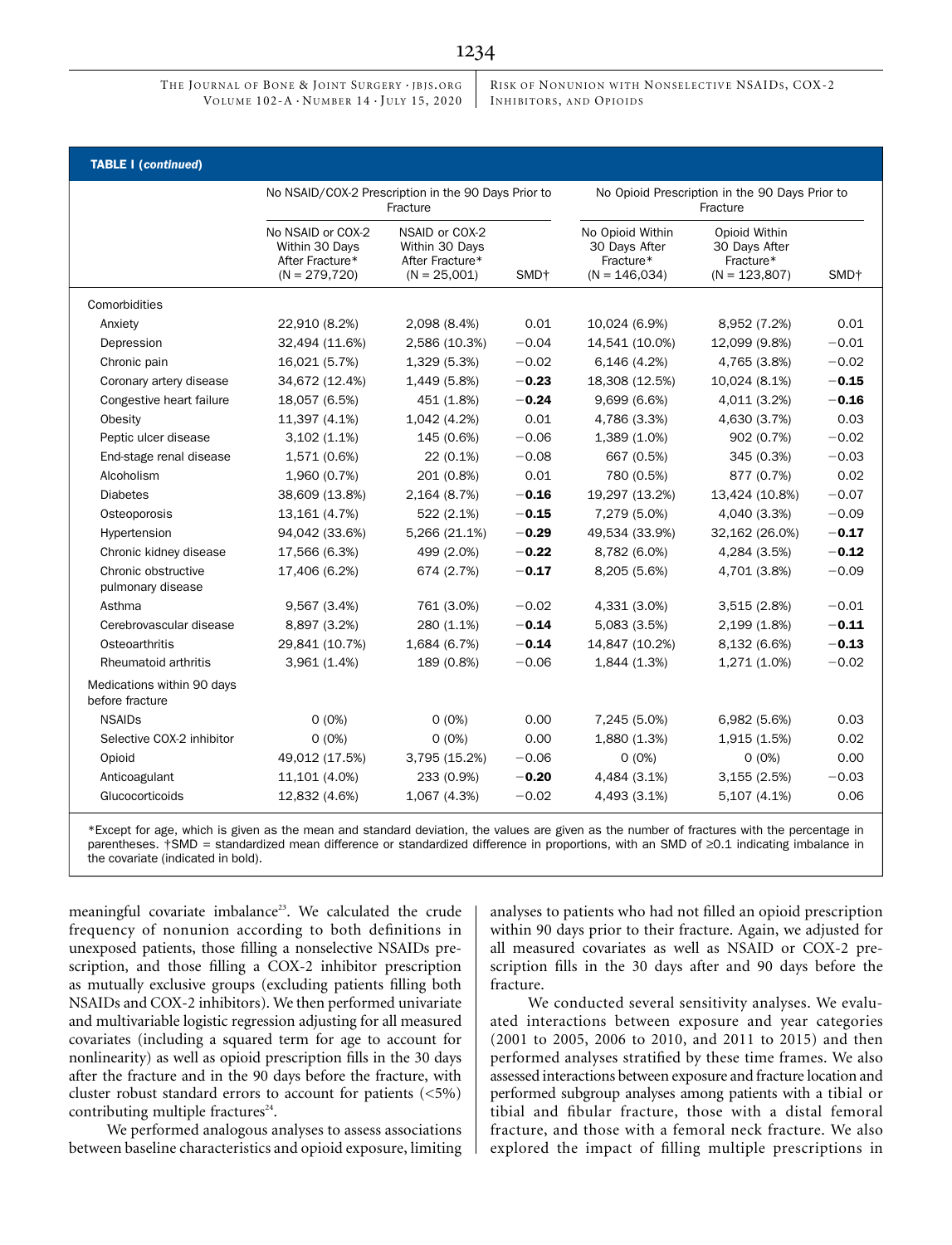**TABLE I (*continued*)**

| | No NSAID/COX-2 Prescription in the 90 Days Prior to Fracture | | | No Opioid Prescription in the 90 Days Prior to Fracture | | |
|---|---|---|---|---|---|---|
| | No NSAID or COX-2 Within 30 Days After Fracture* (N = 279,720) | NSAID or COX-2 Within 30 Days After Fracture* (N = 25,001) | SMD† | No Opioid Within 30 Days After Fracture* (N = 146,034) | Opioid Within 30 Days After Fracture* (N = 123,807) | SMD† |
| Comorbidities | | | | | | |
| Anxiety | 22,910 (8.2%) | 2,098 (8.4%) | 0.01 | 10,024 (6.9%) | 8,952 (7.2%) | 0.01 |
| Depression | 32,494 (11.6%) | 2,586 (10.3%) | −0.04 | 14,541 (10.0%) | 12,099 (9.8%) | −0.01 |
| Chronic pain | 16,021 (5.7%) | 1,329 (5.3%) | −0.02 | 6,146 (4.2%) | 4,765 (3.8%) | −0.02 |
| Coronary artery disease | 34,672 (12.4%) | 1,449 (5.8%) | **−0.23** | 18,308 (12.5%) | 10,024 (8.1%) | **−0.15** |
| Congestive heart failure | 18,057 (6.5%) | 451 (1.8%) | **−0.24** | 9,699 (6.6%) | 4,011 (3.2%) | **−0.16** |
| Obesity | 11,397 (4.1%) | 1,042 (4.2%) | 0.01 | 4,786 (3.3%) | 4,630 (3.7%) | 0.03 |
| Peptic ulcer disease | 3,102 (1.1%) | 145 (0.6%) | −0.06 | 1,389 (1.0%) | 902 (0.7%) | −0.02 |
| End-stage renal disease | 1,571 (0.6%) | 22 (0.1%) | −0.08 | 667 (0.5%) | 345 (0.3%) | −0.03 |
| Alcoholism | 1,960 (0.7%) | 201 (0.8%) | 0.01 | 780 (0.5%) | 877 (0.7%) | 0.02 |
| Diabetes | 38,609 (13.8%) | 2,164 (8.7%) | **−0.16** | 19,297 (13.2%) | 13,424 (10.8%) | −0.07 |
| Osteoporosis | 13,161 (4.7%) | 522 (2.1%) | **−0.15** | 7,279 (5.0%) | 4,040 (3.3%) | −0.09 |
| Hypertension | 94,042 (33.6%) | 5,266 (21.1%) | **−0.29** | 49,534 (33.9%) | 32,162 (26.0%) | **−0.17** |
| Chronic kidney disease | 17,566 (6.3%) | 499 (2.0%) | **−0.22** | 8,782 (6.0%) | 4,284 (3.5%) | **−0.12** |
| Chronic obstructive pulmonary disease | 17,406 (6.2%) | 674 (2.7%) | **−0.17** | 8,205 (5.6%) | 4,701 (3.8%) | −0.09 |
| Asthma | 9,567 (3.4%) | 761 (3.0%) | −0.02 | 4,331 (3.0%) | 3,515 (2.8%) | −0.01 |
| Cerebrovascular disease | 8,897 (3.2%) | 280 (1.1%) | **−0.14** | 5,083 (3.5%) | 2,199 (1.8%) | **−0.11** |
| Osteoarthritis | 29,841 (10.7%) | 1,684 (6.7%) | **−0.14** | 14,847 (10.2%) | 8,132 (6.6%) | **−0.13** |
| Rheumatoid arthritis | 3,961 (1.4%) | 189 (0.8%) | −0.06 | 1,844 (1.3%) | 1,271 (1.0%) | −0.02 |
| Medications within 90 days before fracture | | | | | | |
| NSAIDs | 0 (0%) | 0 (0%) | 0.00 | 7,245 (5.0%) | 6,982 (5.6%) | 0.03 |
| Selective COX-2 inhibitor | 0 (0%) | 0 (0%) | 0.00 | 1,880 (1.3%) | 1,915 (1.5%) | 0.02 |
| Opioid | 49,012 (17.5%) | 3,795 (15.2%) | −0.06 | 0 (0%) | 0 (0%) | 0.00 |
| Anticoagulant | 11,101 (4.0%) | 233 (0.9%) | **−0.20** | 4,484 (3.1%) | 3,155 (2.5%) | −0.03 |
| Glucocorticoids | 12,832 (4.6%) | 1,067 (4.3%) | −0.02 | 4,493 (3.1%) | 5,107 (4.1%) | 0.06 |

*Except for age, which is given as the mean and standard deviation, the values are given as the number of fractures with the percentage in parentheses. †SMD = standardized mean difference or standardized difference in proportions, with an SMD of ≥0.1 indicating imbalance in the covariate (indicated in bold).

meaningful covariate imbalance[23]. We calculated the crude frequency of nonunion according to both definitions in unexposed patients, those filling a nonselective NSAIDs prescription, and those filling a COX-2 inhibitor prescription as mutually exclusive groups (excluding patients filling both NSAIDs and COX-2 inhibitors). We then performed univariate and multivariable logistic regression adjusting for all measured covariates (including a squared term for age to account for nonlinearity) as well as opioid prescription fills in the 30 days after the fracture and in the 90 days before the fracture, with cluster robust standard errors to account for patients (<5%) contributing multiple fractures[24].

We performed analogous analyses to assess associations between baseline characteristics and opioid exposure, limiting analyses to patients who had not filled an opioid prescription within 90 days prior to their fracture. Again, we adjusted for all measured covariates as well as NSAID or COX-2 prescription fills in the 30 days after and 90 days before the fracture.

We conducted several sensitivity analyses. We evaluated interactions between exposure and year categories (2001 to 2005, 2006 to 2010, and 2011 to 2015) and then performed analyses stratified by these time frames. We also assessed interactions between exposure and fracture location and performed subgroup analyses among patients with a tibial or tibial and fibular fracture, those with a distal femoral fracture, and those with a femoral neck fracture. We also explored the impact of filling multiple prescriptions in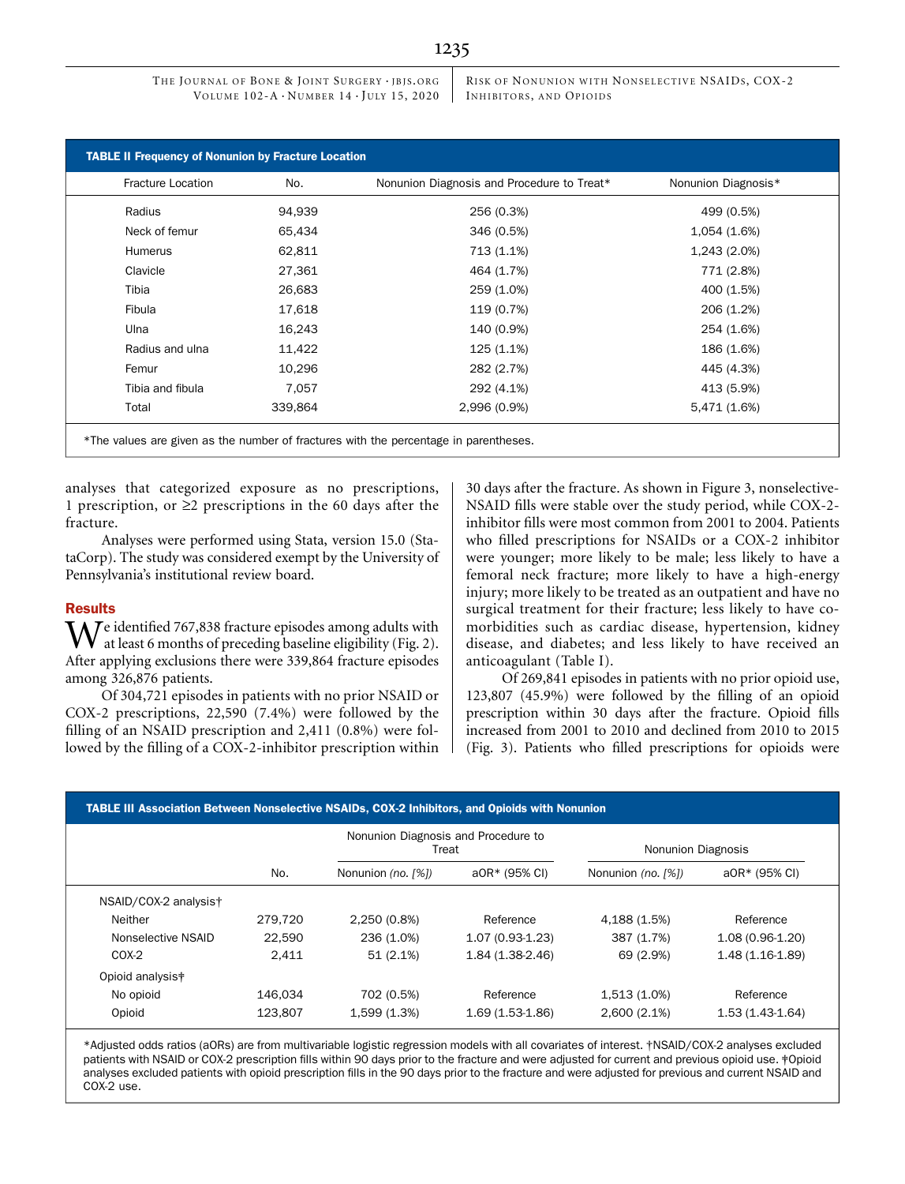**TABLE II Frequency of Nonunion by Fracture Location**

| Fracture Location | No. | Nonunion Diagnosis and Procedure to Treat* | Nonunion Diagnosis* |
|---|---|---|---|
| Radius | 94,939 | 256 (0.3%) | 499 (0.5%) |
| Neck of femur | 65,434 | 346 (0.5%) | 1,054 (1.6%) |
| Humerus | 62,811 | 713 (1.1%) | 1,243 (2.0%) |
| Clavicle | 27,361 | 464 (1.7%) | 771 (2.8%) |
| Tibia | 26,683 | 259 (1.0%) | 400 (1.5%) |
| Fibula | 17,618 | 119 (0.7%) | 206 (1.2%) |
| Ulna | 16,243 | 140 (0.9%) | 254 (1.6%) |
| Radius and ulna | 11,422 | 125 (1.1%) | 186 (1.6%) |
| Femur | 10,296 | 282 (2.7%) | 445 (4.3%) |
| Tibia and fibula | 7,057 | 292 (4.1%) | 413 (5.9%) |
| Total | 339,864 | 2,996 (0.9%) | 5,471 (1.6%) |

*The values are given as the number of fractures with the percentage in parentheses.

analyses that categorized exposure as no prescriptions, 1 prescription, or ≥2 prescriptions in the 60 days after the fracture.

Analyses were performed using Stata, version 15.0 (StataCorp). The study was considered exempt by the University of Pennsylvania's institutional review board.

## Results

We identified 767,838 fracture episodes among adults with at least 6 months of preceding baseline eligibility (Fig. 2). After applying exclusions there were 339,864 fracture episodes among 326,876 patients.

Of 304,721 episodes in patients with no prior NSAID or COX-2 prescriptions, 22,590 (7.4%) were followed by the filling of an NSAID prescription and 2,411 (0.8%) were followed by the filling of a COX-2-inhibitor prescription within 30 days after the fracture. As shown in Figure 3, nonselective-NSAID fills were stable over the study period, while COX-2-inhibitor fills were most common from 2001 to 2004. Patients who filled prescriptions for NSAIDs or a COX-2 inhibitor were younger; more likely to be male; less likely to have a femoral neck fracture; more likely to have a high-energy injury; more likely to be treated as an outpatient and have no surgical treatment for their fracture; less likely to have comorbidities such as cardiac disease, hypertension, kidney disease, and diabetes; and less likely to have received an anticoagulant (Table I).

Of 269,841 episodes in patients with no prior opioid use, 123,807 (45.9%) were followed by the filling of an opioid prescription within 30 days after the fracture. Opioid fills increased from 2001 to 2010 and declined from 2010 to 2015 (Fig. 3). Patients who filled prescriptions for opioids were

**TABLE III Association Between Nonselective NSAIDs, COX-2 Inhibitors, and Opioids with Nonunion**

| | | Nonunion Diagnosis and Procedure to Treat | | Nonunion Diagnosis | |
|---|---|---|---|---|---|
| | No. | Nonunion *(no. [%])* | aOR* (95% CI) | Nonunion *(no. [%])* | aOR* (95% CI) |
| NSAID/COX-2 analysis† | | | | | |
| Neither | 279,720 | 2,250 (0.8%) | Reference | 4,188 (1.5%) | Reference |
| Nonselective NSAID | 22,590 | 236 (1.0%) | 1.07 (0.93-1.23) | 387 (1.7%) | 1.08 (0.96-1.20) |
| COX-2 | 2,411 | 51 (2.1%) | 1.84 (1.38-2.46) | 69 (2.9%) | 1.48 (1.16-1.89) |
| Opioid analysis‡ | | | | | |
| No opioid | 146,034 | 702 (0.5%) | Reference | 1,513 (1.0%) | Reference |
| Opioid | 123,807 | 1,599 (1.3%) | 1.69 (1.53-1.86) | 2,600 (2.1%) | 1.53 (1.43-1.64) |

*Adjusted odds ratios (aORs) are from multivariable logistic regression models with all covariates of interest. †NSAID/COX-2 analyses excluded patients with NSAID or COX-2 prescription fills within 90 days prior to the fracture and were adjusted for current and previous opioid use. ‡Opioid analyses excluded patients with opioid prescription fills in the 90 days prior to the fracture and were adjusted for previous and current NSAID and COX-2 use.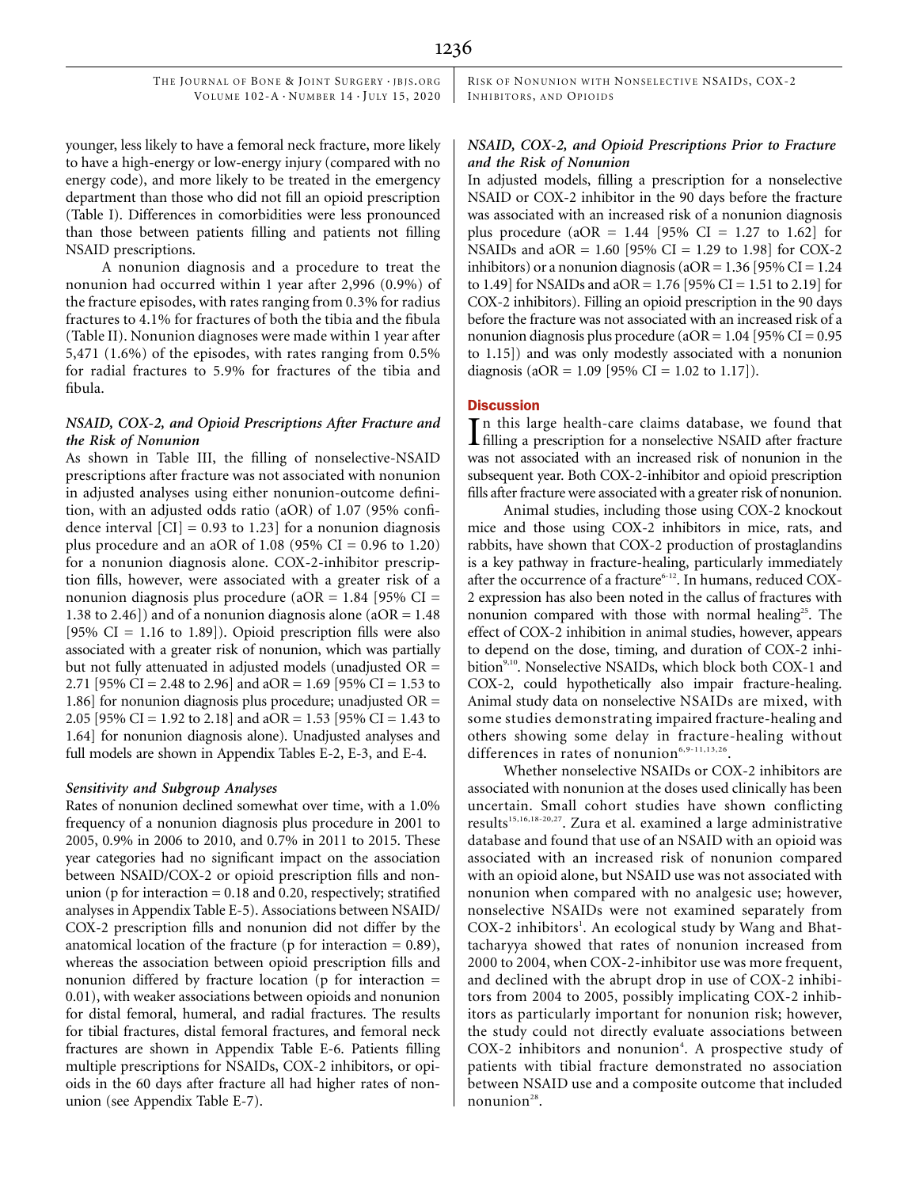younger, less likely to have a femoral neck fracture, more likely to have a high-energy or low-energy injury (compared with no energy code), and more likely to be treated in the emergency department than those who did not fill an opioid prescription (Table I). Differences in comorbidities were less pronounced than those between patients filling and patients not filling NSAID prescriptions.

A nonunion diagnosis and a procedure to treat the nonunion had occurred within 1 year after 2,996 (0.9%) of the fracture episodes, with rates ranging from 0.3% for radius fractures to 4.1% for fractures of both the tibia and the fibula (Table II). Nonunion diagnoses were made within 1 year after 5,471 (1.6%) of the episodes, with rates ranging from 0.5% for radial fractures to 5.9% for fractures of the tibia and fibula.

### *NSAID, COX-2, and Opioid Prescriptions After Fracture and the Risk of Nonunion*

As shown in Table III, the filling of nonselective-NSAID prescriptions after fracture was not associated with nonunion in adjusted analyses using either nonunion-outcome definition, with an adjusted odds ratio (aOR) of 1.07 (95% confidence interval [CI] = 0.93 to 1.23] for a nonunion diagnosis plus procedure and an aOR of 1.08 (95% CI = 0.96 to 1.20) for a nonunion diagnosis alone. COX-2-inhibitor prescription fills, however, were associated with a greater risk of a nonunion diagnosis plus procedure (aOR = 1.84 [95% CI = 1.38 to 2.46]) and of a nonunion diagnosis alone (aOR = 1.48 [95% CI = 1.16 to 1.89]). Opioid prescription fills were also associated with a greater risk of nonunion, which was partially but not fully attenuated in adjusted models (unadjusted OR = 2.71 [95% CI = 2.48 to 2.96] and aOR = 1.69 [95% CI = 1.53 to 1.86] for nonunion diagnosis plus procedure; unadjusted OR = 2.05 [95% CI = 1.92 to 2.18] and aOR = 1.53 [95% CI = 1.43 to 1.64] for nonunion diagnosis alone). Unadjusted analyses and full models are shown in Appendix Tables E-2, E-3, and E-4.

### *Sensitivity and Subgroup Analyses*

Rates of nonunion declined somewhat over time, with a 1.0% frequency of a nonunion diagnosis plus procedure in 2001 to 2005, 0.9% in 2006 to 2010, and 0.7% in 2011 to 2015. These year categories had no significant impact on the association between NSAID/COX-2 or opioid prescription fills and nonunion (p for interaction = 0.18 and 0.20, respectively; stratified analyses in Appendix Table E-5). Associations between NSAID/COX-2 prescription fills and nonunion did not differ by the anatomical location of the fracture (p for interaction = 0.89), whereas the association between opioid prescription fills and nonunion differed by fracture location (p for interaction = 0.01), with weaker associations between opioids and nonunion for distal femoral, humeral, and radial fractures. The results for tibial fractures, distal femoral fractures, and femoral neck fractures are shown in Appendix Table E-6. Patients filling multiple prescriptions for NSAIDs, COX-2 inhibitors, or opioids in the 60 days after fracture all had higher rates of nonunion (see Appendix Table E-7).

### *NSAID, COX-2, and Opioid Prescriptions Prior to Fracture and the Risk of Nonunion*

In adjusted models, filling a prescription for a nonselective NSAID or COX-2 inhibitor in the 90 days before the fracture was associated with an increased risk of a nonunion diagnosis plus procedure (aOR = 1.44 [95% CI = 1.27 to 1.62] for NSAIDs and aOR = 1.60 [95% CI = 1.29 to 1.98] for COX-2 inhibitors) or a nonunion diagnosis (aOR = 1.36 [95% CI = 1.24 to 1.49] for NSAIDs and aOR = 1.76 [95% CI = 1.51 to 2.19] for COX-2 inhibitors). Filling an opioid prescription in the 90 days before the fracture was not associated with an increased risk of a nonunion diagnosis plus procedure (aOR = 1.04 [95% CI = 0.95 to 1.15]) and was only modestly associated with a nonunion diagnosis (aOR = 1.09 [95% CI = 1.02 to 1.17]).

## Discussion

In this large health-care claims database, we found that filling a prescription for a nonselective NSAID after fracture was not associated with an increased risk of nonunion in the subsequent year. Both COX-2-inhibitor and opioid prescription fills after fracture were associated with a greater risk of nonunion.

Animal studies, including those using COX-2 knockout mice and those using COX-2 inhibitors in mice, rats, and rabbits, have shown that COX-2 production of prostaglandins is a key pathway in fracture-healing, particularly immediately after the occurrence of a fracture[6-12]. In humans, reduced COX-2 expression has also been noted in the callus of fractures with nonunion compared with those with normal healing[25]. The effect of COX-2 inhibition in animal studies, however, appears to depend on the dose, timing, and duration of COX-2 inhibition[9,10]. Nonselective NSAIDs, which block both COX-1 and COX-2, could hypothetically also impair fracture-healing. Animal study data on nonselective NSAIDs are mixed, with some studies demonstrating impaired fracture-healing and others showing some delay in fracture-healing without differences in rates of nonunion[6,9-11,13,26].

Whether nonselective NSAIDs or COX-2 inhibitors are associated with nonunion at the doses used clinically has been uncertain. Small cohort studies have shown conflicting results[15,16,18-20,27]. Zura et al. examined a large administrative database and found that use of an NSAID with an opioid was associated with an increased risk of nonunion compared with an opioid alone, but NSAID use was not associated with nonunion when compared with no analgesic use; however, nonselective NSAIDs were not examined separately from COX-2 inhibitors[1]. An ecological study by Wang and Bhattacharyya showed that rates of nonunion increased from 2000 to 2004, when COX-2-inhibitor use was more frequent, and declined with the abrupt drop in use of COX-2 inhibitors from 2004 to 2005, possibly implicating COX-2 inhibitors as particularly important for nonunion risk; however, the study could not directly evaluate associations between COX-2 inhibitors and nonunion[4]. A prospective study of patients with tibial fracture demonstrated no association between NSAID use and a composite outcome that included nonunion[28].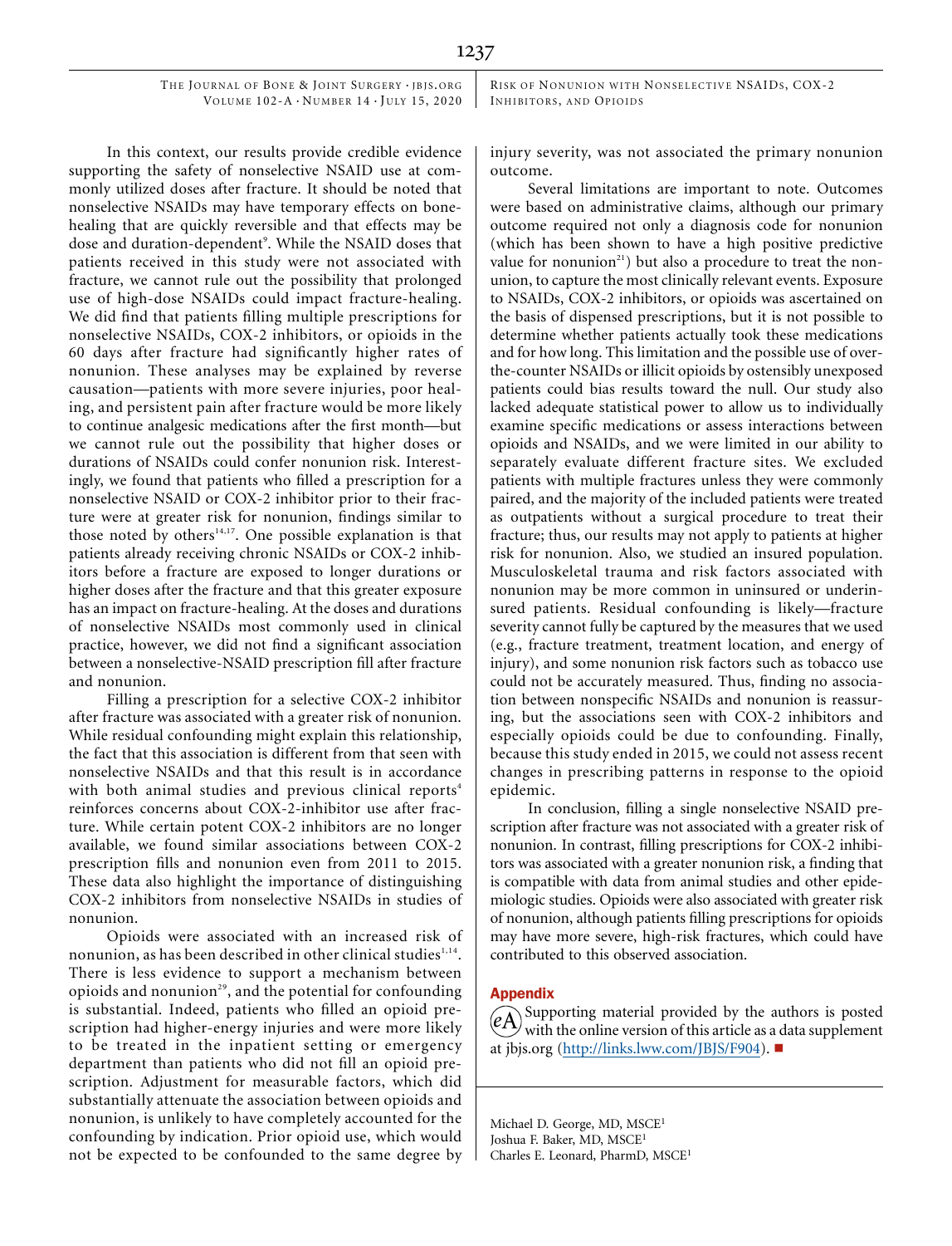In this context, our results provide credible evidence supporting the safety of nonselective NSAID use at commonly utilized doses after fracture. It should be noted that nonselective NSAIDs may have temporary effects on bone-healing that are quickly reversible and that effects may be dose and duration-dependent[9]. While the NSAID doses that patients received in this study were not associated with fracture, we cannot rule out the possibility that prolonged use of high-dose NSAIDs could impact fracture-healing. We did find that patients filling multiple prescriptions for nonselective NSAIDs, COX-2 inhibitors, or opioids in the 60 days after fracture had significantly higher rates of nonunion. These analyses may be explained by reverse causation—patients with more severe injuries, poor healing, and persistent pain after fracture would be more likely to continue analgesic medications after the first month—but we cannot rule out the possibility that higher doses or durations of NSAIDs could confer nonunion risk. Interestingly, we found that patients who filled a prescription for a nonselective NSAID or COX-2 inhibitor prior to their fracture were at greater risk for nonunion, findings similar to those noted by others[14,17]. One possible explanation is that patients already receiving chronic NSAIDs or COX-2 inhibitors before a fracture are exposed to longer durations or higher doses after the fracture and that this greater exposure has an impact on fracture-healing. At the doses and durations of nonselective NSAIDs most commonly used in clinical practice, however, we did not find a significant association between a nonselective-NSAID prescription fill after fracture and nonunion.

Filling a prescription for a selective COX-2 inhibitor after fracture was associated with a greater risk of nonunion. While residual confounding might explain this relationship, the fact that this association is different from that seen with nonselective NSAIDs and that this result is in accordance with both animal studies and previous clinical reports[4] reinforces concerns about COX-2-inhibitor use after fracture. While certain potent COX-2 inhibitors are no longer available, we found similar associations between COX-2 prescription fills and nonunion even from 2011 to 2015. These data also highlight the importance of distinguishing COX-2 inhibitors from nonselective NSAIDs in studies of nonunion.

Opioids were associated with an increased risk of nonunion, as has been described in other clinical studies[1,14]. There is less evidence to support a mechanism between opioids and nonunion[29], and the potential for confounding is substantial. Indeed, patients who filled an opioid prescription had higher-energy injuries and were more likely to be treated in the inpatient setting or emergency department than patients who did not fill an opioid prescription. Adjustment for measurable factors, which did substantially attenuate the association between opioids and nonunion, is unlikely to have completely accounted for the confounding by indication. Prior opioid use, which would not be expected to be confounded to the same degree by injury severity, was not associated the primary nonunion outcome.

Several limitations are important to note. Outcomes were based on administrative claims, although our primary outcome required not only a diagnosis code for nonunion (which has been shown to have a high positive predictive value for nonunion[21]) but also a procedure to treat the nonunion, to capture the most clinically relevant events. Exposure to NSAIDs, COX-2 inhibitors, or opioids was ascertained on the basis of dispensed prescriptions, but it is not possible to determine whether patients actually took these medications and for how long. This limitation and the possible use of over-the-counter NSAIDs or illicit opioids by ostensibly unexposed patients could bias results toward the null. Our study also lacked adequate statistical power to allow us to individually examine specific medications or assess interactions between opioids and NSAIDs, and we were limited in our ability to separately evaluate different fracture sites. We excluded patients with multiple fractures unless they were commonly paired, and the majority of the included patients were treated as outpatients without a surgical procedure to treat their fracture; thus, our results may not apply to patients at higher risk for nonunion. Also, we studied an insured population. Musculoskeletal trauma and risk factors associated with nonunion may be more common in uninsured or underinsured patients. Residual confounding is likely—fracture severity cannot fully be captured by the measures that we used (e.g., fracture treatment, treatment location, and energy of injury), and some nonunion risk factors such as tobacco use could not be accurately measured. Thus, finding no association between nonspecific NSAIDs and nonunion is reassuring, but the associations seen with COX-2 inhibitors and especially opioids could be due to confounding. Finally, because this study ended in 2015, we could not assess recent changes in prescribing patterns in response to the opioid epidemic.

In conclusion, filling a single nonselective NSAID prescription after fracture was not associated with a greater risk of nonunion. In contrast, filling prescriptions for COX-2 inhibitors was associated with a greater nonunion risk, a finding that is compatible with data from animal studies and other epidemiologic studies. Opioids were also associated with greater risk of nonunion, although patients filling prescriptions for opioids may have more severe, high-risk fractures, which could have contributed to this observed association.

## Appendix

eA Supporting material provided by the authors is posted with the online version of this article as a data supplement at jbjs.org (http://links.lww.com/JBJS/F904). ■

Michael D. George, MD, MSCE[1]
Joshua F. Baker, MD, MSCE[1]
Charles E. Leonard, PharmD, MSCE[1]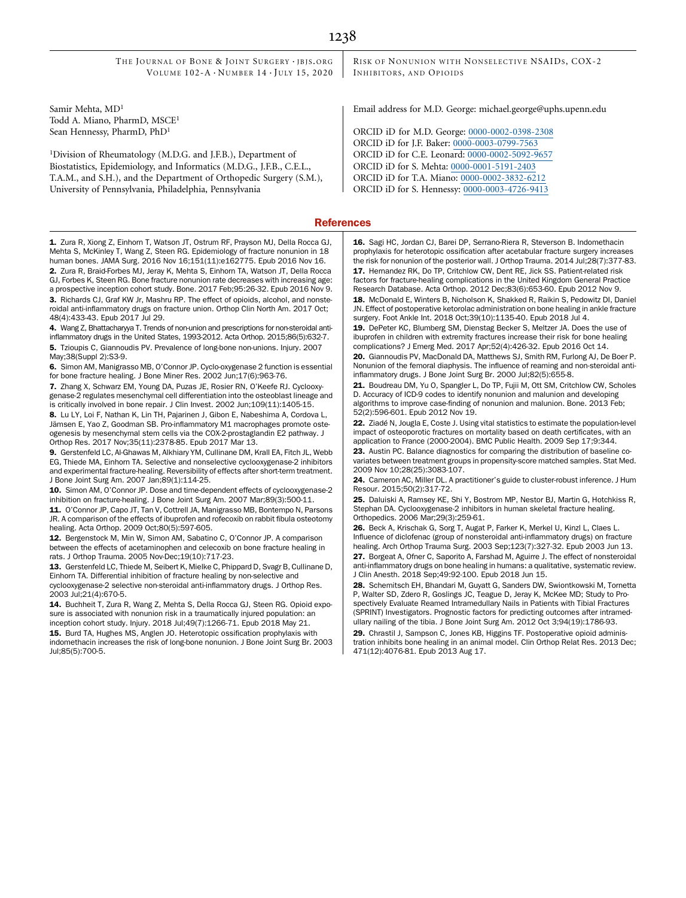Samir Mehta, MD[1]
Todd A. Miano, PharmD, MSCE[1]
Sean Hennessy, PharmD, PhD[1]

[1]Division of Rheumatology (M.D.G. and J.F.B.), Department of Biostatistics, Epidemiology, and Informatics (M.D.G., J.F.B., C.E.L., T.A.M., and S.H.), and the Department of Orthopedic Surgery (S.M.), University of Pennsylvania, Philadelphia, Pennsylvania

Email address for M.D. George: michael.george@uphs.upenn.edu

ORCID iD for M.D. George: 0000-0002-0398-2308
ORCID iD for J.F. Baker: 0000-0003-0799-7563
ORCID iD for C.E. Leonard: 0000-0002-5092-9657
ORCID iD for S. Mehta: 0000-0001-5191-2403
ORCID iD for T.A. Miano: 0000-0002-3832-6212
ORCID iD for S. Hennessy: 0000-0003-4726-9413

## References

1. Zura R, Xiong Z, Einhorn T, Watson JT, Ostrum RF, Prayson MJ, Della Rocca GJ, Mehta S, McKinley T, Wang Z, Steen RG. Epidemiology of fracture nonunion in 18 human bones. JAMA Surg. 2016 Nov 16;151(11):e162775. Epub 2016 Nov 16.
2. Zura R, Braid-Forbes MJ, Jeray K, Mehta S, Einhorn TA, Watson JT, Della Rocca GJ, Forbes K, Steen RG. Bone fracture nonunion rate decreases with increasing age: a prospective inception cohort study. Bone. 2017 Feb;95:26-32. Epub 2016 Nov 9.
3. Richards CJ, Graf KW Jr, Mashru RP. The effect of opioids, alcohol, and nonsteroidal anti-inflammatory drugs on fracture union. Orthop Clin North Am. 2017 Oct;48(4):433-43. Epub 2017 Jul 29.
4. Wang Z, Bhattacharyya T. Trends of non-union and prescriptions for non-steroidal anti-inflammatory drugs in the United States, 1993-2012. Acta Orthop. 2015;86(5):632-7.
5. Tzioupis C, Giannoudis PV. Prevalence of long-bone non-unions. Injury. 2007 May;38(Suppl 2):S3-9.
6. Simon AM, Manigrasso MB, O'Connor JP. Cyclo-oxygenase 2 function is essential for bone fracture healing. J Bone Miner Res. 2002 Jun;17(6):963-76.
7. Zhang X, Schwarz EM, Young DA, Puzas JE, Rosier RN, O'Keefe RJ. Cyclooxygenase-2 regulates mesenchymal cell differentiation into the osteoblast lineage and is critically involved in bone repair. J Clin Invest. 2002 Jun;109(11):1405-15.
8. Lu LY, Loi F, Nathan K, Lin TH, Pajarinen J, Gibon E, Nabeshima A, Cordova L, Jämsen E, Yao Z, Goodman SB. Pro-inflammatory M1 macrophages promote osteogenesis by mesenchymal stem cells via the COX-2-prostaglandin E2 pathway. J Orthop Res. 2017 Nov;35(11):2378-85. Epub 2017 Mar 13.
9. Gerstenfeld LC, Al-Ghawas M, Alkhiary YM, Cullinane DM, Krall EA, Fitch JL, Webb EG, Thiede MA, Einhorn TA. Selective and nonselective cyclooxygenase-2 inhibitors and experimental fracture-healing. Reversibility of effects after short-term treatment. J Bone Joint Surg Am. 2007 Jan;89(1):114-25.
10. Simon AM, O'Connor JP. Dose and time-dependent effects of cyclooxygenase-2 inhibition on fracture-healing. J Bone Joint Surg Am. 2007 Mar;89(3):500-11.
11. O'Connor JP, Capo JT, Tan V, Cottrell JA, Manigrasso MB, Bontempo N, Parsons JR. A comparison of the effects of ibuprofen and rofecoxib on rabbit fibula osteotomy healing. Acta Orthop. 2009 Oct;80(5):597-605.
12. Bergenstock M, Min W, Simon AM, Sabatino C, O'Connor JP. A comparison between the effects of acetaminophen and celecoxib on bone fracture healing in rats. J Orthop Trauma. 2005 Nov-Dec;19(10):717-23.
13. Gerstenfeld LC, Thiede M, Seibert K, Mielke C, Phippard D, Svagr B, Cullinane D, Einhorn TA. Differential inhibition of fracture healing by non-selective and cyclooxygenase-2 selective non-steroidal anti-inflammatory drugs. J Orthop Res. 2003 Jul;21(4):670-5.
14. Buchheit T, Zura R, Wang Z, Mehta S, Della Rocca GJ, Steen RG. Opioid exposure is associated with nonunion risk in a traumatically injured population: an inception cohort study. Injury. 2018 Jul;49(7):1266-71. Epub 2018 May 21.
15. Burd TA, Hughes MS, Anglen JO. Heterotopic ossification prophylaxis with indomethacin increases the risk of long-bone nonunion. J Bone Joint Surg Br. 2003 Jul;85(5):700-5.
16. Sagi HC, Jordan CJ, Barei DP, Serrano-Riera R, Steverson B. Indomethacin prophylaxis for heterotopic ossification after acetabular fracture surgery increases the risk for nonunion of the posterior wall. J Orthop Trauma. 2014 Jul;28(7):377-83.
17. Hernandez RK, Do TP, Critchlow CW, Dent RE, Jick SS. Patient-related risk factors for fracture-healing complications in the United Kingdom General Practice Research Database. Acta Orthop. 2012 Dec;83(6):653-60. Epub 2012 Nov 9.
18. McDonald E, Winters B, Nicholson K, Shakked R, Raikin S, Pedowitz DI, Daniel JN. Effect of postoperative ketorolac administration on bone healing in ankle fracture surgery. Foot Ankle Int. 2018 Oct;39(10):1135-40. Epub 2018 Jul 4.
19. DePeter KC, Blumberg SM, Dienstag Becker S, Meltzer JA. Does the use of ibuprofen in children with extremity fractures increase their risk for bone healing complications? J Emerg Med. 2017 Apr;52(4):426-32. Epub 2016 Oct 14.
20. Giannoudis PV, MacDonald DA, Matthews SJ, Smith RM, Furlong AJ, De Boer P. Nonunion of the femoral diaphysis. The influence of reaming and non-steroidal anti-inflammatory drugs. J Bone Joint Surg Br. 2000 Jul;82(5):655-8.
21. Boudreau DM, Yu O, Spangler L, Do TP, Fujii M, Ott SM, Critchlow CW, Scholes D. Accuracy of ICD-9 codes to identify nonunion and malunion and developing algorithms to improve case-finding of nonunion and malunion. Bone. 2013 Feb;52(2):596-601. Epub 2012 Nov 19.
22. Ziadé N, Jougla E, Coste J. Using vital statistics to estimate the population-level impact of osteoporotic fractures on mortality based on death certificates, with an application to France (2000-2004). BMC Public Health. 2009 Sep 17;9:344.
23. Austin PC. Balance diagnostics for comparing the distribution of baseline covariates between treatment groups in propensity-score matched samples. Stat Med. 2009 Nov 10;28(25):3083-107.
24. Cameron AC, Miller DL. A practitioner's guide to cluster-robust inference. J Hum Resour. 2015;50(2):317-72.
25. Daluiski A, Ramsey KE, Shi Y, Bostrom MP, Nestor BJ, Martin G, Hotchkiss R, Stephan DA. Cyclooxygenase-2 inhibitors in human skeletal fracture healing. Orthopedics. 2006 Mar;29(3):259-61.
26. Beck A, Krischak G, Sorg T, Augat P, Farker K, Merkel U, Kinzl L, Claes L. Influence of diclofenac (group of nonsteroidal anti-inflammatory drugs) on fracture healing. Arch Orthop Trauma Surg. 2003 Sep;123(7):327-32. Epub 2003 Jun 13.
27. Borgeat A, Ofner C, Saporito A, Farshad M, Aguirre J. The effect of nonsteroidal anti-inflammatory drugs on bone healing in humans: a qualitative, systematic review. J Clin Anesth. 2018 Sep;49:92-100. Epub 2018 Jun 15.
28. Schemitsch EH, Bhandari M, Guyatt G, Sanders DW, Swiontkowski M, Tornetta P, Walter SD, Zdero R, Goslings JC, Teague D, Jeray K, McKee MD; Study to Prospectively Evaluate Reamed Intramedullary Nails in Patients with Tibial Fractures (SPRINT) Investigators. Prognostic factors for predicting outcomes after intramedullary nailing of the tibia. J Bone Joint Surg Am. 2012 Oct 3;94(19):1786-93.
29. Chrastil J, Sampson C, Jones KB, Higgins TF. Postoperative opioid administration inhibits bone healing in an animal model. Clin Orthop Relat Res. 2013 Dec;471(12):4076-81. Epub 2013 Aug 17.